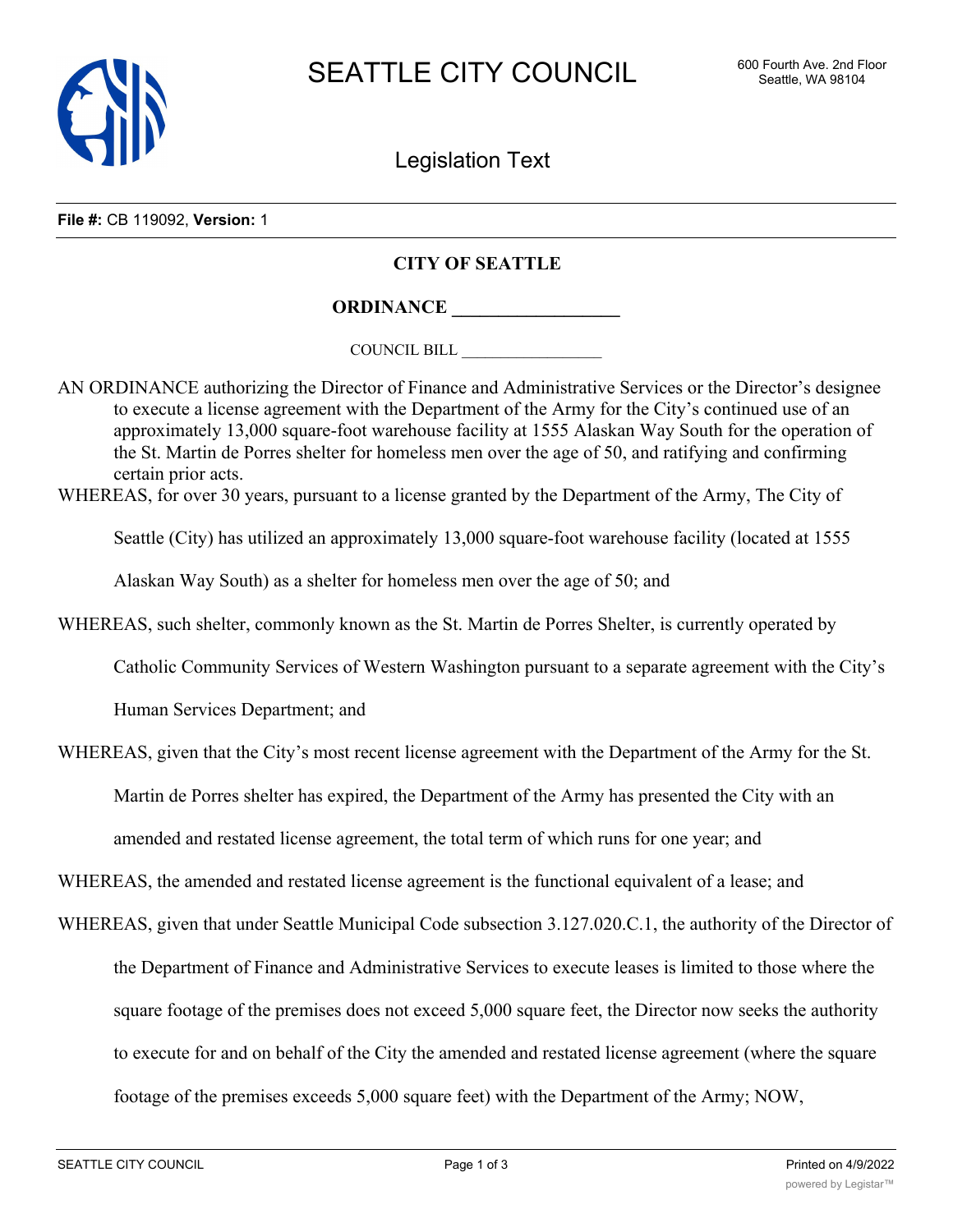# SEATTLE CITY COUNCIL

600 Fourth Ave. 2nd Floor
Seattle, WA 98104

## Legislation Text

**File #:** CB 119092, **Version:** 1

**CITY OF SEATTLE**

**ORDINANCE __________________**

COUNCIL BILL __________________

AN ORDINANCE authorizing the Director of Finance and Administrative Services or the Director's designee to execute a license agreement with the Department of the Army for the City's continued use of an approximately 13,000 square-foot warehouse facility at 1555 Alaskan Way South for the operation of the St. Martin de Porres shelter for homeless men over the age of 50, and ratifying and confirming certain prior acts.

WHEREAS, for over 30 years, pursuant to a license granted by the Department of the Army, The City of Seattle (City) has utilized an approximately 13,000 square-foot warehouse facility (located at 1555 Alaskan Way South) as a shelter for homeless men over the age of 50; and

WHEREAS, such shelter, commonly known as the St. Martin de Porres Shelter, is currently operated by Catholic Community Services of Western Washington pursuant to a separate agreement with the City's Human Services Department; and

WHEREAS, given that the City's most recent license agreement with the Department of the Army for the St. Martin de Porres shelter has expired, the Department of the Army has presented the City with an amended and restated license agreement, the total term of which runs for one year; and

WHEREAS, the amended and restated license agreement is the functional equivalent of a lease; and

WHEREAS, given that under Seattle Municipal Code subsection 3.127.020.C.1, the authority of the Director of the Department of Finance and Administrative Services to execute leases is limited to those where the square footage of the premises does not exceed 5,000 square feet, the Director now seeks the authority to execute for and on behalf of the City the amended and restated license agreement (where the square footage of the premises exceeds 5,000 square feet) with the Department of the Army; NOW,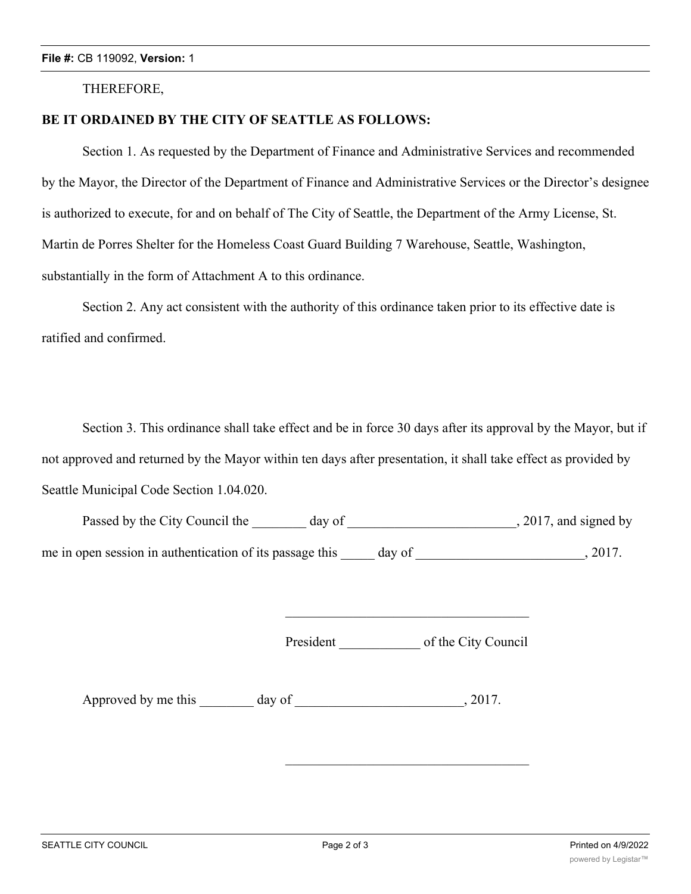THEREFORE,

**BE IT ORDAINED BY THE CITY OF SEATTLE AS FOLLOWS:**

Section 1. As requested by the Department of Finance and Administrative Services and recommended by the Mayor, the Director of the Department of Finance and Administrative Services or the Director's designee is authorized to execute, for and on behalf of The City of Seattle, the Department of the Army License, St. Martin de Porres Shelter for the Homeless Coast Guard Building 7 Warehouse, Seattle, Washington, substantially in the form of Attachment A to this ordinance.

Section 2. Any act consistent with the authority of this ordinance taken prior to its effective date is ratified and confirmed.

Section 3. This ordinance shall take effect and be in force 30 days after its approval by the Mayor, but if not approved and returned by the Mayor within ten days after presentation, it shall take effect as provided by Seattle Municipal Code Section 1.04.020.

Passed by the City Council the ________ day of _________________________, 2017, and signed by me in open session in authentication of its passage this _____ day of _________________________, 2017.

____________________________________

President ____________ of the City Council

Approved by me this ________ day of _________________________, 2017.

____________________________________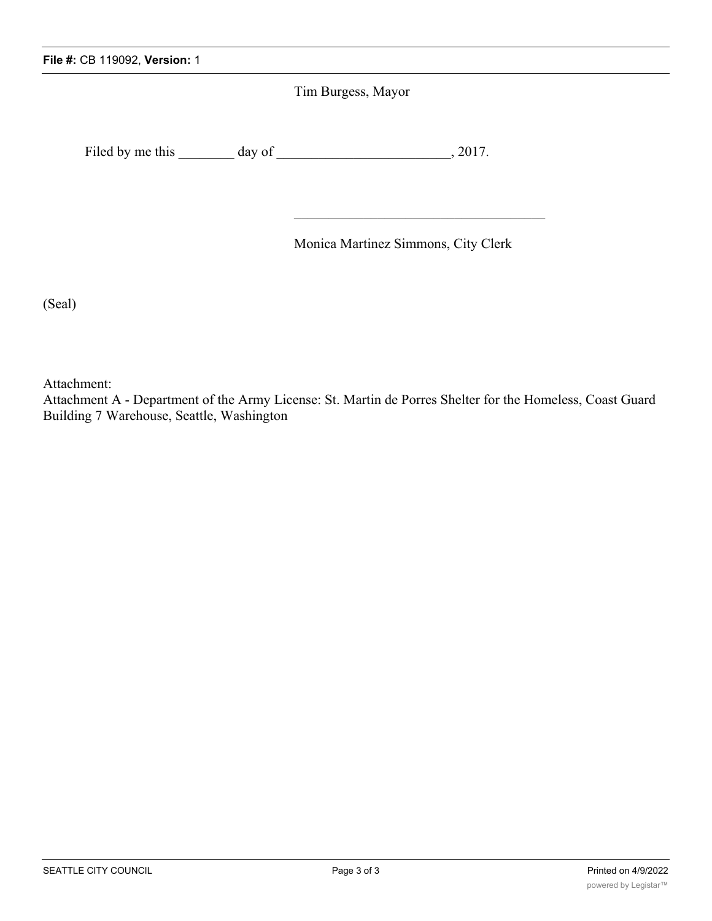Tim Burgess, Mayor

Filed by me this ________ day of ________________________, 2017.

____________________________________

Monica Martinez Simmons, City Clerk

(Seal)

Attachment:
Attachment A - Department of the Army License: St. Martin de Porres Shelter for the Homeless, Coast Guard Building 7 Warehouse, Seattle, Washington